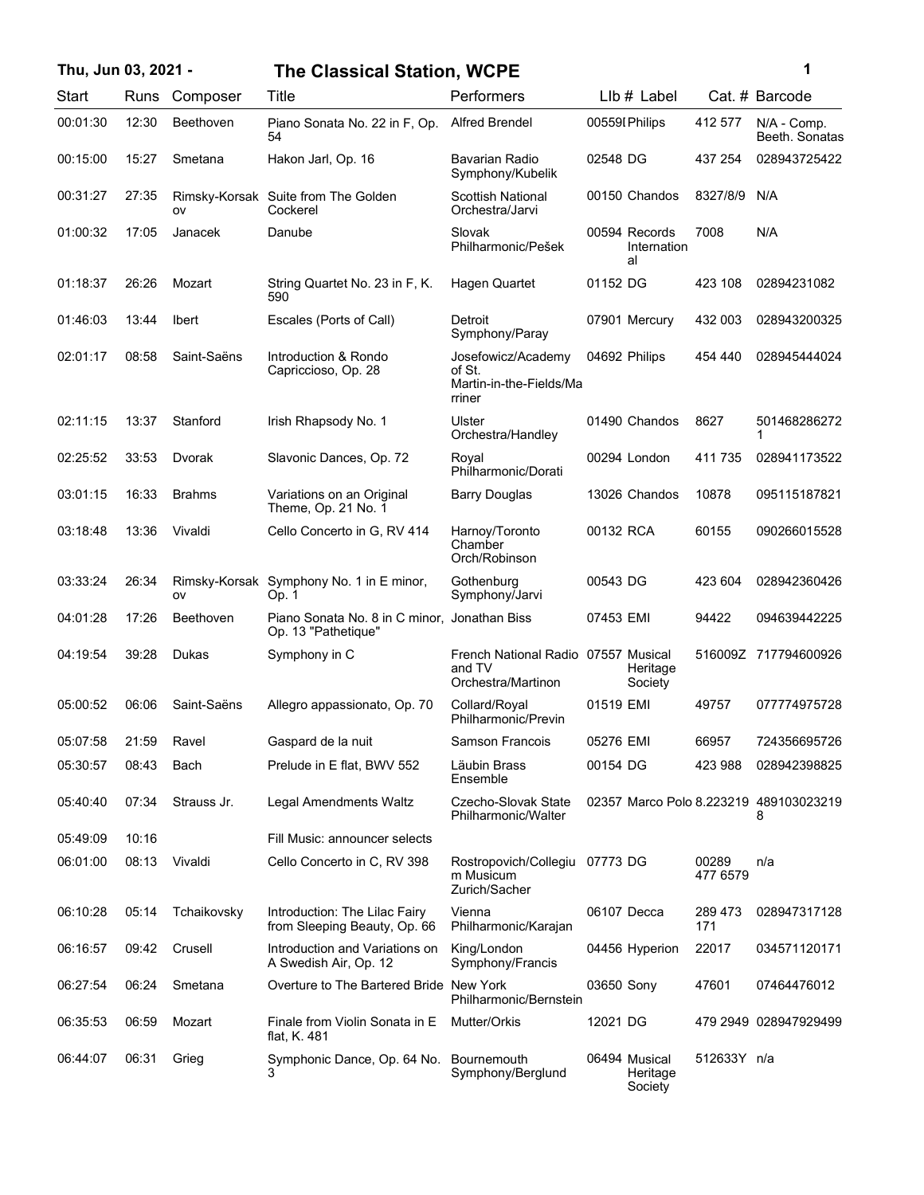# The Classical Station, WCPE

**Thu, Jun 03, 2021 -**

| Start | Runs | Composer | Title | Performers | Llb # | Label | Cat. # | Barcode |
|---|---|---|---|---|---|---|---|---|
| 00:01:30 | 12:30 | Beethoven | Piano Sonata No. 22 in F, Op. 54 | Alfred Brendel | 00559I | Philips | 412 577 | N/A - Comp. Beeth. Sonatas |
| 00:15:00 | 15:27 | Smetana | Hakon Jarl, Op. 16 | Bavarian Radio Symphony/Kubelik | 02548 | DG | 437 254 | 028943725422 |
| 00:31:27 | 27:35 | Rimsky-Korsakov | Suite from The Golden Cockerel | Scottish National Orchestra/Jarvi | 00150 | Chandos | 8327/8/9 | N/A |
| 01:00:32 | 17:05 | Janacek | Danube | Slovak Philharmonic/Pešek | 00594 | Records International | 7008 | N/A |
| 01:18:37 | 26:26 | Mozart | String Quartet No. 23 in F, K. 590 | Hagen Quartet | 01152 | DG | 423 108 | 02894231082 |
| 01:46:03 | 13:44 | Ibert | Escales (Ports of Call) | Detroit Symphony/Paray | 07901 | Mercury | 432 003 | 028943200325 |
| 02:01:17 | 08:58 | Saint-Saëns | Introduction & Rondo Capriccioso, Op. 28 | Josefowicz/Academy of St. Martin-in-the-Fields/Marriner | 04692 | Philips | 454 440 | 028945444024 |
| 02:11:15 | 13:37 | Stanford | Irish Rhapsody No. 1 | Ulster Orchestra/Handley | 01490 | Chandos | 8627 | 5014682862721 |
| 02:25:52 | 33:53 | Dvorak | Slavonic Dances, Op. 72 | Royal Philharmonic/Dorati | 00294 | London | 411 735 | 028941173522 |
| 03:01:15 | 16:33 | Brahms | Variations on an Original Theme, Op. 21 No. 1 | Barry Douglas | 13026 | Chandos | 10878 | 095115187821 |
| 03:18:48 | 13:36 | Vivaldi | Cello Concerto in G, RV 414 | Harnoy/Toronto Chamber Orch/Robinson | 00132 | RCA | 60155 | 090266015528 |
| 03:33:24 | 26:34 | Rimsky-Korsakov | Symphony No. 1 in E minor, Op. 1 | Gothenburg Symphony/Järvi | 00543 | DG | 423 604 | 028942360426 |
| 04:01:28 | 17:26 | Beethoven | Piano Sonata No. 8 in C minor, Op. 13 "Pathetique" | Jonathan Biss | 07453 | EMI | 94422 | 094639442225 |
| 04:19:54 | 39:28 | Dukas | Symphony in C | French National Radio and TV Orchestra/Martinon | 07557 | Musical Heritage Society | 516009Z | 717794600926 |
| 05:00:52 | 06:06 | Saint-Saëns | Allegro appassionato, Op. 70 | Collard/Royal Philharmonic/Previn | 01519 | EMI | 49757 | 077774975728 |
| 05:07:58 | 21:59 | Ravel | Gaspard de la nuit | Samson Francois | 05276 | EMI | 66957 | 724356695726 |
| 05:30:57 | 08:43 | Bach | Prelude in E flat, BWV 552 | Läubin Brass Ensemble | 00154 | DG | 423 988 | 028942398825 |
| 05:40:40 | 07:34 | Strauss Jr. | Legal Amendments Waltz | Czecho-Slovak State Philharmonic/Walter | 02357 | Marco Polo | 8.223219 | 4891030232198 |
| 05:49:09 | 10:16 | | Fill Music: announcer selects | | | | | |
| 06:01:00 | 08:13 | Vivaldi | Cello Concerto in C, RV 398 | Rostropovich/Collegium Musicum Zurich/Sacher | 07773 | DG | 00289 477 6579 | n/a |
| 06:10:28 | 05:14 | Tchaikovsky | Introduction: The Lilac Fairy from Sleeping Beauty, Op. 66 | Vienna Philharmonic/Karajan | 06107 | Decca | 289 473 171 | 028947317128 |
| 06:16:57 | 09:42 | Crusell | Introduction and Variations on A Swedish Air, Op. 12 | King/London Symphony/Francis | 04456 | Hyperion | 22017 | 034571120171 |
| 06:27:54 | 06:24 | Smetana | Overture to The Bartered Bride | New York Philharmonic/Bernstein | 03650 | Sony | 47601 | 07464476012 |
| 06:35:53 | 06:59 | Mozart | Finale from Violin Sonata in E flat, K. 481 | Mutter/Orkis | 12021 | DG | 479 2949 | 028947929499 |
| 06:44:07 | 06:31 | Grieg | Symphonic Dance, Op. 64 No. 3 | Bournemouth Symphony/Berglund | 06494 | Musical Heritage Society | 512633Y | n/a |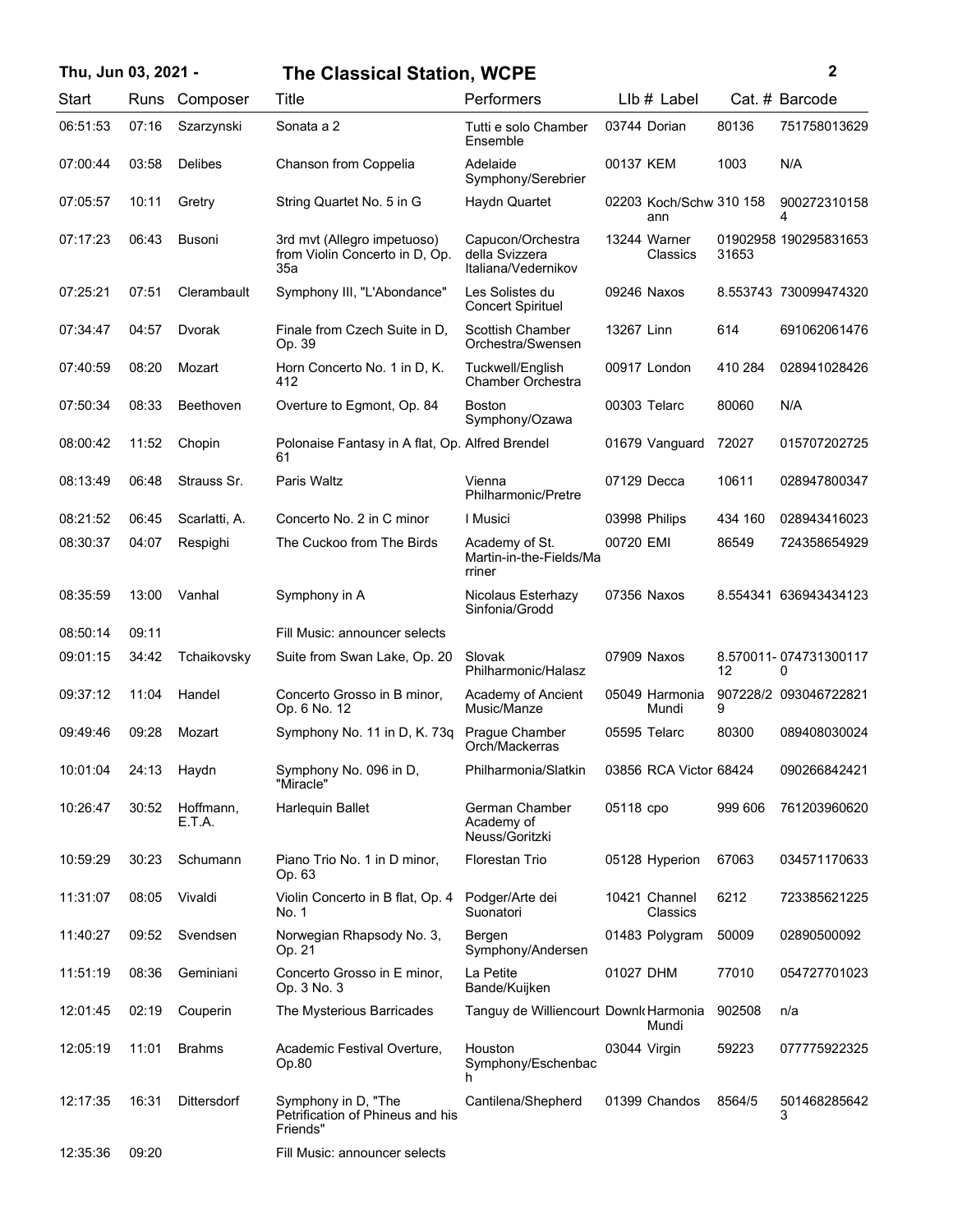| Start | Runs | Composer | Title | Performers | Llb # | Label | Cat. # | Barcode |
|---|---|---|---|---|---|---|---|---|
| 06:51:53 | 07:16 | Szarzynski | Sonata a 2 | Tutti e solo Chamber Ensemble | 03744 | Dorian | 80136 | 751758013629 |
| 07:00:44 | 03:58 | Delibes | Chanson from Coppelia | Adelaide Symphony/Serebrier | 00137 | KEM | 1003 | N/A |
| 07:05:57 | 10:11 | Gretry | String Quartet No. 5 in G | Haydn Quartet | 02203 | Koch/Schwann | 310 158 | 9002723101584 |
| 07:17:23 | 06:43 | Busoni | 3rd mvt (Allegro impetuoso) from Violin Concerto in D, Op. 35a | Capucon/Orchestra della Svizzera Italiana/Vedernikov | 13244 | Warner Classics | 0190295831653 | 190295831653 |
| 07:25:21 | 07:51 | Clerambault | Symphony III, "L'Abondance" | Les Solistes du Concert Spirituel | 09246 | Naxos | 8.553743 | 730099474320 |
| 07:34:47 | 04:57 | Dvorak | Finale from Czech Suite in D, Op. 39 | Scottish Chamber Orchestra/Swensen | 13267 | Linn | 614 | 691062061476 |
| 07:40:59 | 08:20 | Mozart | Horn Concerto No. 1 in D, K. 412 | Tuckwell/English Chamber Orchestra | 00917 | London | 410 284 | 028941028426 |
| 07:50:34 | 08:33 | Beethoven | Overture to Egmont, Op. 84 | Boston Symphony/Ozawa | 00303 | Telarc | 80060 | N/A |
| 08:00:42 | 11:52 | Chopin | Polonaise Fantasy in A flat, Op. 61 | Alfred Brendel | 01679 | Vanguard | 72027 | 015707202725 |
| 08:13:49 | 06:48 | Strauss Sr. | Paris Waltz | Vienna Philharmonic/Pretre | 07129 | Decca | 10611 | 028947800347 |
| 08:21:52 | 06:45 | Scarlatti, A. | Concerto No. 2 in C minor | I Musici | 03998 | Philips | 434 160 | 028943416023 |
| 08:30:37 | 04:07 | Respighi | The Cuckoo from The Birds | Academy of St. Martin-in-the-Fields/Marriner | 00720 | EMI | 86549 | 724358654929 |
| 08:35:59 | 13:00 | Vanhal | Symphony in A | Nicolaus Esterhazy Sinfonia/Grodd | 07356 | Naxos | 8.554341 | 636943434123 |
| 08:50:14 | 09:11 | | Fill Music: announcer selects | | | | | |
| 09:01:15 | 34:42 | Tchaikovsky | Suite from Swan Lake, Op. 20 | Slovak Philharmonic/Halasz | 07909 | Naxos | 8.570011-12 | 0747313001170 |
| 09:37:12 | 11:04 | Handel | Concerto Grosso in B minor, Op. 6 No. 12 | Academy of Ancient Music/Manze | 05049 | Harmonia Mundi | 907228/29 | 093046722821 |
| 09:49:46 | 09:28 | Mozart | Symphony No. 11 in D, K. 73q | Prague Chamber Orch/Mackerras | 05595 | Telarc | 80300 | 089408030024 |
| 10:01:04 | 24:13 | Haydn | Symphony No. 096 in D, "Miracle" | Philharmonia/Slatkin | 03856 | RCA Victor | 68424 | 090266842421 |
| 10:26:47 | 30:52 | Hoffmann, E.T.A. | Harlequin Ballet | German Chamber Academy of Neuss/Goritzki | 05118 | cpo | 999 606 | 761203960620 |
| 10:59:29 | 30:23 | Schumann | Piano Trio No. 1 in D minor, Op. 63 | Florestan Trio | 05128 | Hyperion | 67063 | 034571170633 |
| 11:31:07 | 08:05 | Vivaldi | Violin Concerto in B flat, Op. 4 No. 1 | Podger/Arte dei Suonatori | 10421 | Channel Classics | 6212 | 723385621225 |
| 11:40:27 | 09:52 | Svendsen | Norwegian Rhapsody No. 3, Op. 21 | Bergen Symphony/Andersen | 01483 | Polygram | 50009 | 02890500092 |
| 11:51:19 | 08:36 | Geminiani | Concerto Grosso in E minor, Op. 3 No. 3 | La Petite Bande/Kuijken | 01027 | DHM | 77010 | 054727701023 |
| 12:01:45 | 02:19 | Couperin | The Mysterious Barricades | Tanguy de Williencourt | Downl | Harmonia Mundi | 902508 | n/a |
| 12:05:19 | 11:01 | Brahms | Academic Festival Overture, Op.80 | Houston Symphony/Eschenbach | 03044 | Virgin | 59223 | 077775922325 |
| 12:17:35 | 16:31 | Dittersdorf | Symphony in D, "The Petrification of Phineus and his Friends" | Cantilena/Shepherd | 01399 | Chandos | 8564/5 | 5014682856423 |
| 12:35:36 | 09:20 | | Fill Music: announcer selects | | | | | |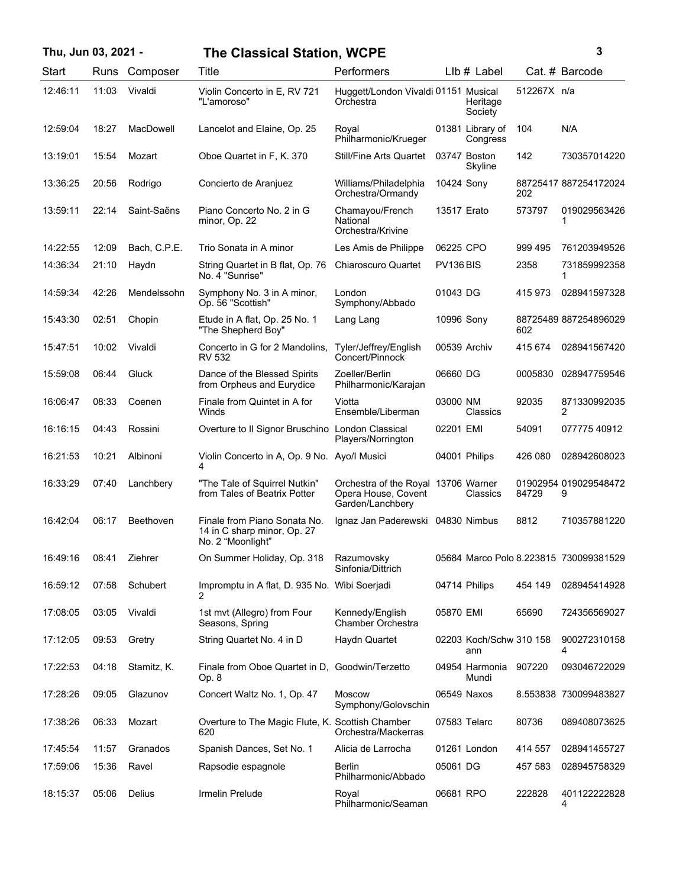Thu, Jun 03, 2021 - **The Classical Station, WCPE**

| Start | Runs | Composer | Title | Performers | Llb # | Label | Cat. # | Barcode |
|---|---|---|---|---|---|---|---|---|
| 12:46:11 | 11:03 | Vivaldi | Violin Concerto in E, RV 721 "L'amoroso" | Huggett/London Vivaldi Orchestra | 01151 | Musical Heritage Society | 512267X | n/a |
| 12:59:04 | 18:27 | MacDowell | Lancelot and Elaine, Op. 25 | Royal Philharmonic/Krueger | 01381 | Library of Congress | 104 | N/A |
| 13:19:01 | 15:54 | Mozart | Oboe Quartet in F, K. 370 | Still/Fine Arts Quartet | 03747 | Boston Skyline | 142 | 730357014220 |
| 13:36:25 | 20:56 | Rodrigo | Concierto de Aranjuez | Williams/Philadelphia Orchestra/Ormandy | 10424 | Sony | 88725417202 | 887254172024 |
| 13:59:11 | 22:14 | Saint-Saëns | Piano Concerto No. 2 in G minor, Op. 22 | Chamayou/French National Orchestra/Krivine | 13517 | Erato | 573797 | 0190295634261 |
| 14:22:55 | 12:09 | Bach, C.P.E. | Trio Sonata in A minor | Les Amis de Philippe | 06225 | CPO | 999 495 | 761203949526 |
| 14:36:34 | 21:10 | Haydn | String Quartet in B flat, Op. 76 No. 4 "Sunrise" | Chiaroscuro Quartet | PV136 | BIS | 2358 | 7318599923581 |
| 14:59:34 | 42:26 | Mendelssohn | Symphony No. 3 in A minor, Op. 56 "Scottish" | London Symphony/Abbado | 01043 | DG | 415 973 | 028941597328 |
| 15:43:30 | 02:51 | Chopin | Etude in A flat, Op. 25 No. 1 "The Shepherd Boy" | Lang Lang | 10996 | Sony | 88725489602 | 887254896029 |
| 15:47:51 | 10:02 | Vivaldi | Concerto in G for 2 Mandolins, RV 532 | Tyler/Jeffrey/English Concert/Pinnock | 00539 | Archiv | 415 674 | 028941567420 |
| 15:59:08 | 06:44 | Gluck | Dance of the Blessed Spirits from Orpheus and Eurydice | Zoeller/Berlin Philharmonic/Karajan | 06660 | DG | 0005830 | 028947759546 |
| 16:06:47 | 08:33 | Coenen | Finale from Quintet in A for Winds | Viotta Ensemble/Liberman | 03000 | NM Classics | 92035 | 8713309920352 |
| 16:16:15 | 04:43 | Rossini | Overture to Il Signor Bruschino | London Classical Players/Norrington | 02201 | EMI | 54091 | 077775 40912 |
| 16:21:53 | 10:21 | Albinoni | Violin Concerto in A, Op. 9 No. 4 | Ayo/I Musici | 04001 | Philips | 426 080 | 028942608023 |
| 16:33:29 | 07:40 | Lanchbery | "The Tale of Squirrel Nutkin" from Tales of Beatrix Potter | Orchestra of the Royal Opera House, Covent Garden/Lanchbery | 13706 | Warner Classics | 0190295484729 | 0190295484729 |
| 16:42:04 | 06:17 | Beethoven | Finale from Piano Sonata No. 14 in C sharp minor, Op. 27 No. 2 "Moonlight" | Ignaz Jan Paderewski | 04830 | Nimbus | 8812 | 710357881220 |
| 16:49:16 | 08:41 | Ziehrer | On Summer Holiday, Op. 318 | Razumovsky Sinfonia/Dittrich | 05684 | Marco Polo | 8.223815 | 730099381529 |
| 16:59:12 | 07:58 | Schubert | Impromptu in A flat, D. 935 No. 2 | Wibi Soerjadi | 04714 | Philips | 454 149 | 028945414928 |
| 17:08:05 | 03:05 | Vivaldi | 1st mvt (Allegro) from Four Seasons, Spring | Kennedy/English Chamber Orchestra | 05870 | EMI | 65690 | 724356569027 |
| 17:12:05 | 09:53 | Gretry | String Quartet No. 4 in D | Haydn Quartet | 02203 | Koch/Schwann | 310 158 | 9002723101584 |
| 17:22:53 | 04:18 | Stamitz, K. | Finale from Oboe Quartet in D, Op. 8 | Goodwin/Terzetto | 04954 | Harmonia Mundi | 907220 | 093046722029 |
| 17:28:26 | 09:05 | Glazunov | Concert Waltz No. 1, Op. 47 | Moscow Symphony/Golovschin | 06549 | Naxos | 8.553838 | 730099483827 |
| 17:38:26 | 06:33 | Mozart | Overture to The Magic Flute, K. 620 | Scottish Chamber Orchestra/Mackerras | 07583 | Telarc | 80736 | 089408073625 |
| 17:45:54 | 11:57 | Granados | Spanish Dances, Set No. 1 | Alicia de Larrocha | 01261 | London | 414 557 | 028941455727 |
| 17:59:06 | 15:36 | Ravel | Rapsodie espagnole | Berlin Philharmonic/Abbado | 05061 | DG | 457 583 | 028945758329 |
| 18:15:37 | 05:06 | Delius | Irmelin Prelude | Royal Philharmonic/Seaman | 06681 | RPO | 222828 | 4011222228284 |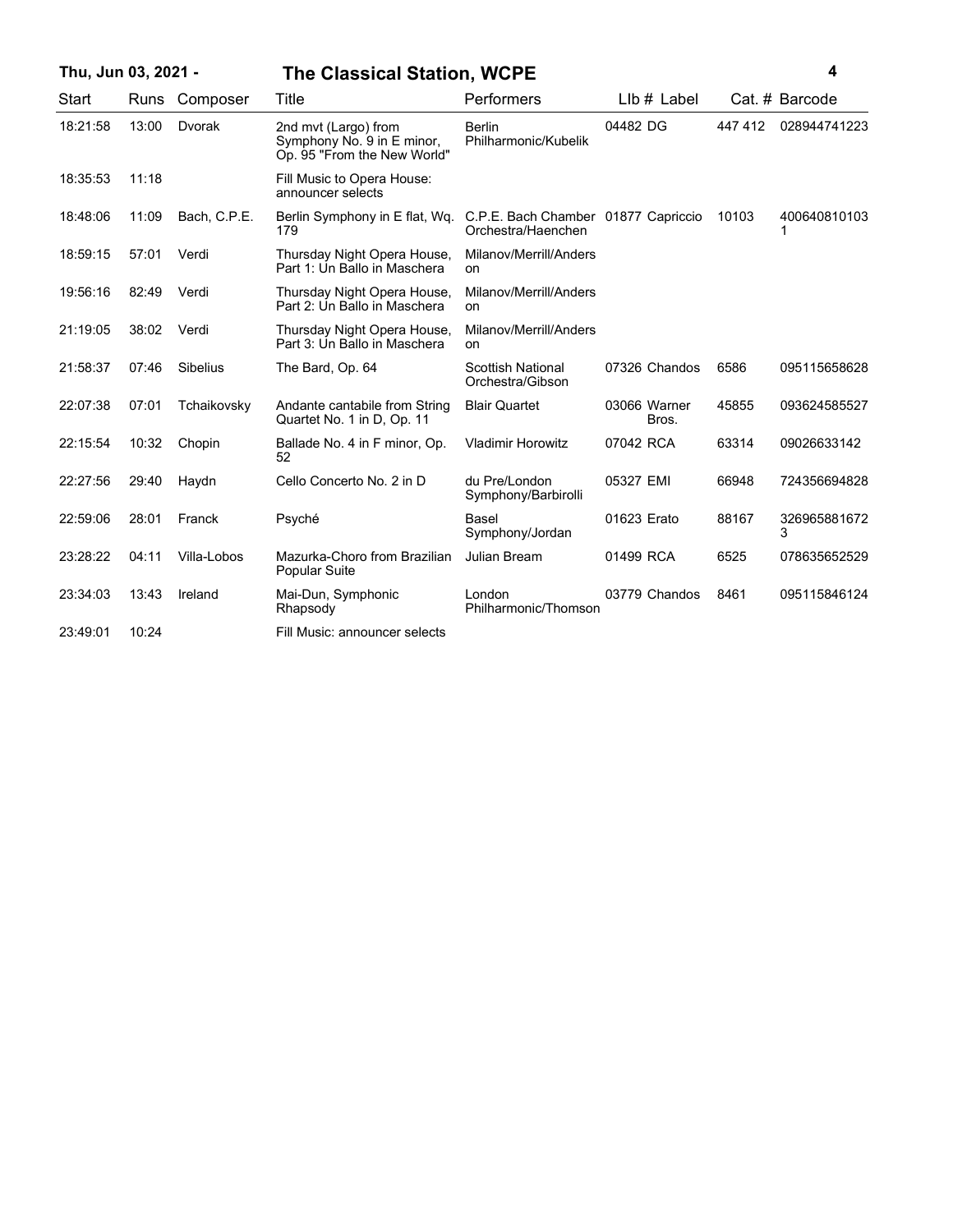| Start | Runs | Composer | Title | Performers | Llb # | Label | Cat. # | Barcode |
|---|---|---|---|---|---|---|---|---|
| 18:21:58 | 13:00 | Dvorak | 2nd mvt (Largo) from Symphony No. 9 in E minor, Op. 95 "From the New World" | Berlin Philharmonic/Kubelik | 04482 | DG | 447 412 | 028944741223 |
| 18:35:53 | 11:18 | | Fill Music to Opera House: announcer selects | | | | | |
| 18:48:06 | 11:09 | Bach, C.P.E. | Berlin Symphony in E flat, Wq. 179 | C.P.E. Bach Chamber Orchestra/Haenchen | 01877 | Capriccio | 10103 | 4006408101031 |
| 18:59:15 | 57:01 | Verdi | Thursday Night Opera House, Part 1: Un Ballo in Maschera | Milanov/Merrill/Anderson | | | | |
| 19:56:16 | 82:49 | Verdi | Thursday Night Opera House, Part 2: Un Ballo in Maschera | Milanov/Merrill/Anderson | | | | |
| 21:19:05 | 38:02 | Verdi | Thursday Night Opera House, Part 3: Un Ballo in Maschera | Milanov/Merrill/Anderson | | | | |
| 21:58:37 | 07:46 | Sibelius | The Bard, Op. 64 | Scottish National Orchestra/Gibson | 07326 | Chandos | 6586 | 095115658628 |
| 22:07:38 | 07:01 | Tchaikovsky | Andante cantabile from String Quartet No. 1 in D, Op. 11 | Blair Quartet | 03066 | Warner Bros. | 45855 | 093624585527 |
| 22:15:54 | 10:32 | Chopin | Ballade No. 4 in F minor, Op. 52 | Vladimir Horowitz | 07042 | RCA | 63314 | 09026633142 |
| 22:27:56 | 29:40 | Haydn | Cello Concerto No. 2 in D | du Pre/London Symphony/Barbirolli | 05327 | EMI | 66948 | 724356694828 |
| 22:59:06 | 28:01 | Franck | Psyché | Basel Symphony/Jordan | 01623 | Erato | 88167 | 3269658816723 |
| 23:28:22 | 04:11 | Villa-Lobos | Mazurka-Choro from Brazilian Popular Suite | Julian Bream | 01499 | RCA | 6525 | 078635652529 |
| 23:34:03 | 13:43 | Ireland | Mai-Dun, Symphonic Rhapsody | London Philharmonic/Thomson | 03779 | Chandos | 8461 | 095115846124 |
| 23:49:01 | 10:24 | | Fill Music: announcer selects | | | | | |